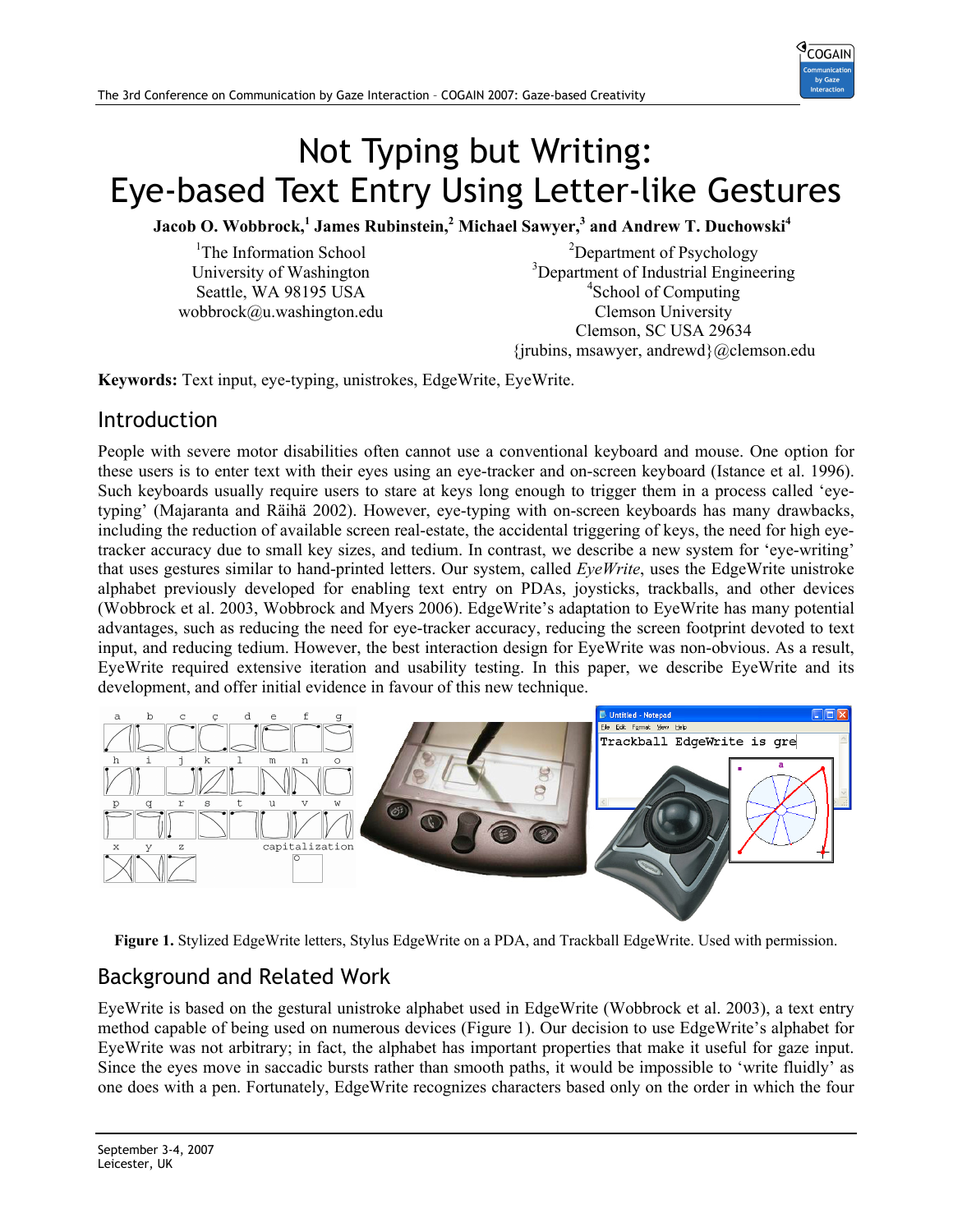# Not Typing but Writing: Eye-based Text Entry Using Letter-like Gestures

**Jacob O. Wobbrock,[1] James Rubinstein,[2] Michael Sawyer,[3] and Andrew T. Duchowski[4]**

[1]The Information School
University of Washington
Seattle, WA 98195 USA
wobbrock@u.washington.edu

[2]Department of Psychology
[3]Department of Industrial Engineering
[4]School of Computing
Clemson University
Clemson, SC USA 29634
{jrubins, msawyer, andrewd}@clemson.edu

**Keywords:** Text input, eye-typing, unistrokes, EdgeWrite, EyeWrite.

## Introduction

People with severe motor disabilities often cannot use a conventional keyboard and mouse. One option for these users is to enter text with their eyes using an eye-tracker and on-screen keyboard (Istance et al. 1996). Such keyboards usually require users to stare at keys long enough to trigger them in a process called 'eye-typing' (Majaranta and Räihä 2002). However, eye-typing with on-screen keyboards has many drawbacks, including the reduction of available screen real-estate, the accidental triggering of keys, the need for high eye-tracker accuracy due to small key sizes, and tedium. In contrast, we describe a new system for 'eye-writing' that uses gestures similar to hand-printed letters. Our system, called *EyeWrite*, uses the EdgeWrite unistroke alphabet previously developed for enabling text entry on PDAs, joysticks, trackballs, and other devices (Wobbrock et al. 2003, Wobbrock and Myers 2006). EdgeWrite's adaptation to EyeWrite has many potential advantages, such as reducing the need for eye-tracker accuracy, reducing the screen footprint devoted to text input, and reducing tedium. However, the best interaction design for EyeWrite was non-obvious. As a result, EyeWrite required extensive iteration and usability testing. In this paper, we describe EyeWrite and its development, and offer initial evidence in favour of this new technique.

**Figure 1.** Stylized EdgeWrite letters, Stylus EdgeWrite on a PDA, and Trackball EdgeWrite. Used with permission.

## Background and Related Work

EyeWrite is based on the gestural unistroke alphabet used in EdgeWrite (Wobbrock et al. 2003), a text entry method capable of being used on numerous devices (Figure 1). Our decision to use EdgeWrite's alphabet for EyeWrite was not arbitrary; in fact, the alphabet has important properties that make it useful for gaze input. Since the eyes move in saccadic bursts rather than smooth paths, it would be impossible to 'write fluidly' as one does with a pen. Fortunately, EdgeWrite recognizes characters based only on the order in which the four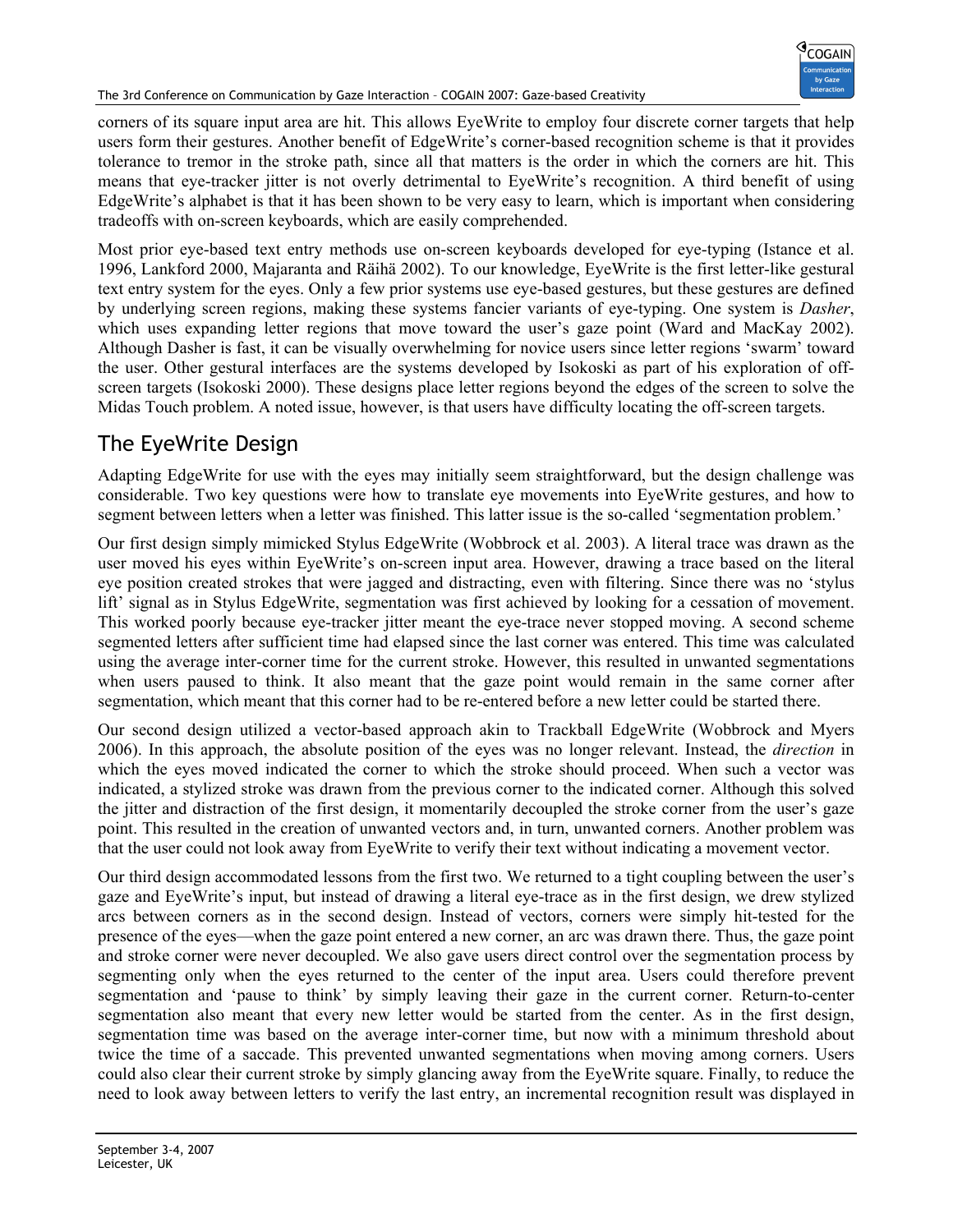corners of its square input area are hit. This allows EyeWrite to employ four discrete corner targets that help users form their gestures. Another benefit of EdgeWrite's corner-based recognition scheme is that it provides tolerance to tremor in the stroke path, since all that matters is the order in which the corners are hit. This means that eye-tracker jitter is not overly detrimental to EyeWrite's recognition. A third benefit of using EdgeWrite's alphabet is that it has been shown to be very easy to learn, which is important when considering tradeoffs with on-screen keyboards, which are easily comprehended.

Most prior eye-based text entry methods use on-screen keyboards developed for eye-typing (Istance et al. 1996, Lankford 2000, Majaranta and Räihä 2002). To our knowledge, EyeWrite is the first letter-like gestural text entry system for the eyes. Only a few prior systems use eye-based gestures, but these gestures are defined by underlying screen regions, making these systems fancier variants of eye-typing. One system is *Dasher*, which uses expanding letter regions that move toward the user's gaze point (Ward and MacKay 2002). Although Dasher is fast, it can be visually overwhelming for novice users since letter regions 'swarm' toward the user. Other gestural interfaces are the systems developed by Isokoski as part of his exploration of off-screen targets (Isokoski 2000). These designs place letter regions beyond the edges of the screen to solve the Midas Touch problem. A noted issue, however, is that users have difficulty locating the off-screen targets.

## The EyeWrite Design

Adapting EdgeWrite for use with the eyes may initially seem straightforward, but the design challenge was considerable. Two key questions were how to translate eye movements into EyeWrite gestures, and how to segment between letters when a letter was finished. This latter issue is the so-called 'segmentation problem.'

Our first design simply mimicked Stylus EdgeWrite (Wobbrock et al. 2003). A literal trace was drawn as the user moved his eyes within EyeWrite's on-screen input area. However, drawing a trace based on the literal eye position created strokes that were jagged and distracting, even with filtering. Since there was no 'stylus lift' signal as in Stylus EdgeWrite, segmentation was first achieved by looking for a cessation of movement. This worked poorly because eye-tracker jitter meant the eye-trace never stopped moving. A second scheme segmented letters after sufficient time had elapsed since the last corner was entered. This time was calculated using the average inter-corner time for the current stroke. However, this resulted in unwanted segmentations when users paused to think. It also meant that the gaze point would remain in the same corner after segmentation, which meant that this corner had to be re-entered before a new letter could be started there.

Our second design utilized a vector-based approach akin to Trackball EdgeWrite (Wobbrock and Myers 2006). In this approach, the absolute position of the eyes was no longer relevant. Instead, the *direction* in which the eyes moved indicated the corner to which the stroke should proceed. When such a vector was indicated, a stylized stroke was drawn from the previous corner to the indicated corner. Although this solved the jitter and distraction of the first design, it momentarily decoupled the stroke corner from the user's gaze point. This resulted in the creation of unwanted vectors and, in turn, unwanted corners. Another problem was that the user could not look away from EyeWrite to verify their text without indicating a movement vector.

Our third design accommodated lessons from the first two. We returned to a tight coupling between the user's gaze and EyeWrite's input, but instead of drawing a literal eye-trace as in the first design, we drew stylized arcs between corners as in the second design. Instead of vectors, corners were simply hit-tested for the presence of the eyes—when the gaze point entered a new corner, an arc was drawn there. Thus, the gaze point and stroke corner were never decoupled. We also gave users direct control over the segmentation process by segmenting only when the eyes returned to the center of the input area. Users could therefore prevent segmentation and 'pause to think' by simply leaving their gaze in the current corner. Return-to-center segmentation also meant that every new letter would be started from the center. As in the first design, segmentation time was based on the average inter-corner time, but now with a minimum threshold about twice the time of a saccade. This prevented unwanted segmentations when moving among corners. Users could also clear their current stroke by simply glancing away from the EyeWrite square. Finally, to reduce the need to look away between letters to verify the last entry, an incremental recognition result was displayed in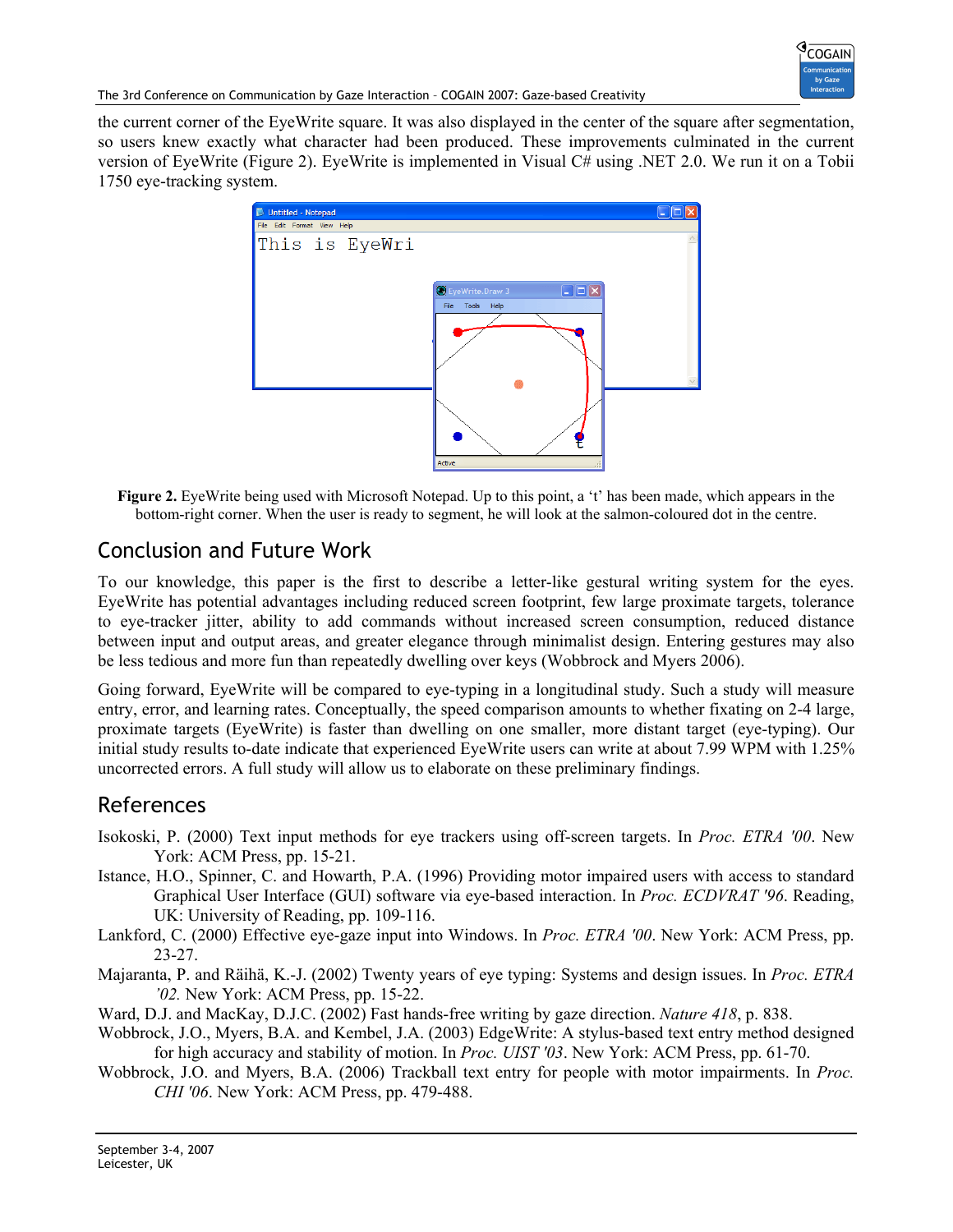the current corner of the EyeWrite square. It was also displayed in the center of the square after segmentation, so users knew exactly what character had been produced. These improvements culminated in the current version of EyeWrite (Figure 2). EyeWrite is implemented in Visual C# using .NET 2.0. We run it on a Tobii 1750 eye-tracking system.

**Figure 2.** EyeWrite being used with Microsoft Notepad. Up to this point, a 't' has been made, which appears in the bottom-right corner. When the user is ready to segment, he will look at the salmon-coloured dot in the centre.

## Conclusion and Future Work

To our knowledge, this paper is the first to describe a letter-like gestural writing system for the eyes. EyeWrite has potential advantages including reduced screen footprint, few large proximate targets, tolerance to eye-tracker jitter, ability to add commands without increased screen consumption, reduced distance between input and output areas, and greater elegance through minimalist design. Entering gestures may also be less tedious and more fun than repeatedly dwelling over keys (Wobbrock and Myers 2006).

Going forward, EyeWrite will be compared to eye-typing in a longitudinal study. Such a study will measure entry, error, and learning rates. Conceptually, the speed comparison amounts to whether fixating on 2-4 large, proximate targets (EyeWrite) is faster than dwelling on one smaller, more distant target (eye-typing). Our initial study results to-date indicate that experienced EyeWrite users can write at about 7.99 WPM with 1.25% uncorrected errors. A full study will allow us to elaborate on these preliminary findings.

## References

Isokoski, P. (2000) Text input methods for eye trackers using off-screen targets. In *Proc. ETRA '00*. New York: ACM Press, pp. 15-21.

Istance, H.O., Spinner, C. and Howarth, P.A. (1996) Providing motor impaired users with access to standard Graphical User Interface (GUI) software via eye-based interaction. In *Proc. ECDVRAT '96*. Reading, UK: University of Reading, pp. 109-116.

Lankford, C. (2000) Effective eye-gaze input into Windows. In *Proc. ETRA '00*. New York: ACM Press, pp. 23-27.

Majaranta, P. and Räihä, K.-J. (2002) Twenty years of eye typing: Systems and design issues. In *Proc. ETRA '02.* New York: ACM Press, pp. 15-22.

Ward, D.J. and MacKay, D.J.C. (2002) Fast hands-free writing by gaze direction. *Nature 418*, p. 838.

Wobbrock, J.O., Myers, B.A. and Kembel, J.A. (2003) EdgeWrite: A stylus-based text entry method designed for high accuracy and stability of motion. In *Proc. UIST '03*. New York: ACM Press, pp. 61-70.

Wobbrock, J.O. and Myers, B.A. (2006) Trackball text entry for people with motor impairments. In *Proc. CHI '06*. New York: ACM Press, pp. 479-488.